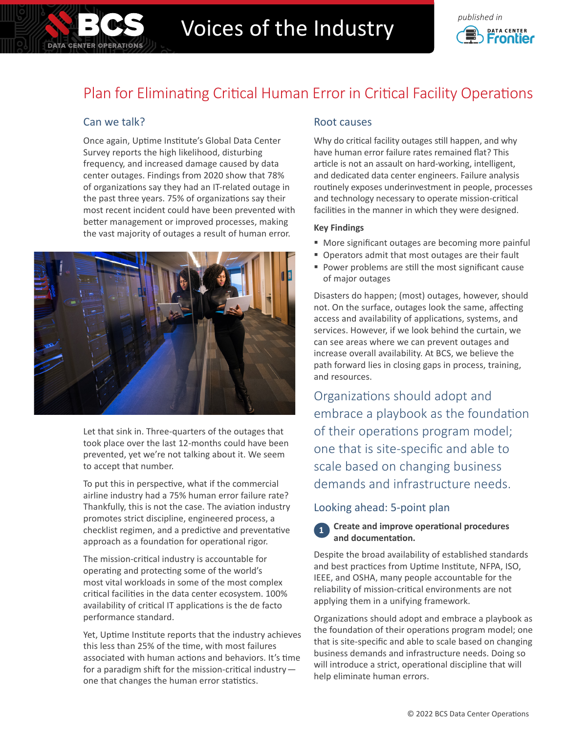# Plan for Eliminating Critical Human Error in Critical Facility Operations

## Can we talk?

Once again, Uptime Institute's Global Data Center Survey reports the high likelihood, disturbing frequency, and increased damage caused by data center outages. Findings from 2020 show that 78% of organizations say they had an IT-related outage in the past three years. 75% of organizations say their most recent incident could have been prevented with better management or improved processes, making the vast majority of outages a result of human error.

Let that sink in. Three-quarters of the outages that took place over the last 12-months could have been prevented, yet we're not talking about it. We seem to accept that number.

To put this in perspective, what if the commercial airline industry had a 75% human error failure rate? Thankfully, this is not the case. The aviation industry promotes strict discipline, engineered process, a checklist regimen, and a predictive and preventative approach as a foundation for operational rigor.

The mission-critical industry is accountable for operating and protecting some of the world's most vital workloads in some of the most complex critical facilities in the data center ecosystem. 100% availability of critical IT applications is the de facto performance standard.

Yet, Uptime Institute reports that the industry achieves this less than 25% of the time, with most failures associated with human actions and behaviors. It's time for a paradigm shift for the mission-critical industry — one that changes the human error statistics.

## Root causes

Why do critical facility outages still happen, and why have human error failure rates remained flat? This article is not an assault on hard-working, intelligent, and dedicated data center engineers. Failure analysis routinely exposes underinvestment in people, processes and technology necessary to operate mission-critical facilities in the manner in which they were designed.

### Key Findings

- More significant outages are becoming more painful
- Operators admit that most outages are their fault
- Power problems are still the most significant cause of major outages

Disasters do happen; (most) outages, however, should not. On the surface, outages look the same, affecting access and availability of applications, systems, and services. However, if we look behind the curtain, we can see areas where we can prevent outages and increase overall availability. At BCS, we believe the path forward lies in closing gaps in process, training, and resources.

> Organizations should adopt and embrace a playbook as the foundation of their operations program model; one that is site-specific and able to scale based on changing business demands and infrastructure needs.

## Looking ahead: 5-point plan

**1 Create and improve operational procedures and documentation.**

Despite the broad availability of established standards and best practices from Uptime Institute, NFPA, ISO, IEEE, and OSHA, many people accountable for the reliability of mission-critical environments are not applying them in a unifying framework.

Organizations should adopt and embrace a playbook as the foundation of their operations program model; one that is site-specific and able to scale based on changing business demands and infrastructure needs. Doing so will introduce a strict, operational discipline that will help eliminate human errors.

© 2022 BCS Data Center Operations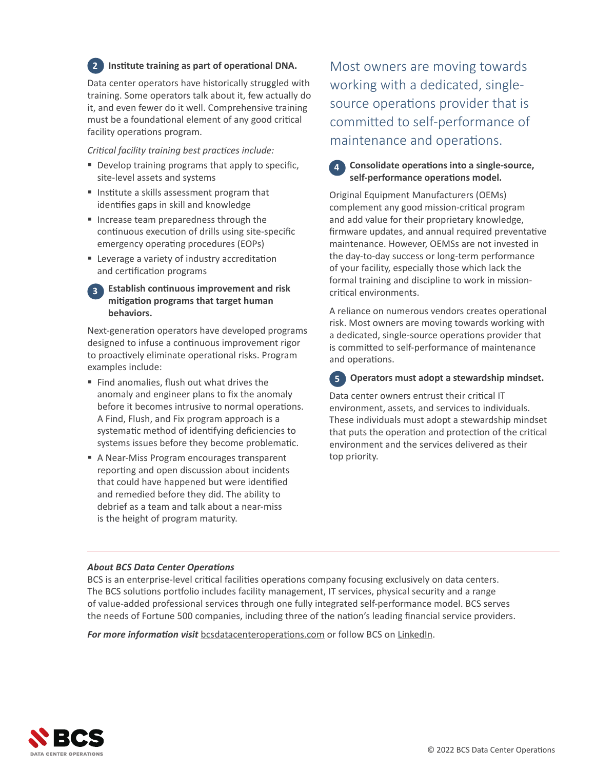### 2 Institute training as part of operational DNA.

Data center operators have historically struggled with training. Some operators talk about it, few actually do it, and even fewer do it well. Comprehensive training must be a foundational element of any good critical facility operations program.

*Critical facility training best practices include:*

- Develop training programs that apply to specific, site-level assets and systems
- Institute a skills assessment program that identifies gaps in skill and knowledge
- Increase team preparedness through the continuous execution of drills using site-specific emergency operating procedures (EOPs)
- Leverage a variety of industry accreditation and certification programs

### 3 Establish continuous improvement and risk mitigation programs that target human behaviors.

Next-generation operators have developed programs designed to infuse a continuous improvement rigor to proactively eliminate operational risks. Program examples include:

- Find anomalies, flush out what drives the anomaly and engineer plans to fix the anomaly before it becomes intrusive to normal operations. A Find, Flush, and Fix program approach is a systematic method of identifying deficiencies to systems issues before they become problematic.
- A Near-Miss Program encourages transparent reporting and open discussion about incidents that could have happened but were identified and remedied before they did. The ability to debrief as a team and talk about a near-miss is the height of program maturity.

Most owners are moving towards working with a dedicated, single-source operations provider that is committed to self-performance of maintenance and operations.

### 4 Consolidate operations into a single-source, self-performance operations model.

Original Equipment Manufacturers (OEMs) complement any good mission-critical program and add value for their proprietary knowledge, firmware updates, and annual required preventative maintenance. However, OEMSs are not invested in the day-to-day success or long-term performance of your facility, especially those which lack the formal training and discipline to work in mission-critical environments.

A reliance on numerous vendors creates operational risk. Most owners are moving towards working with a dedicated, single-source operations provider that is committed to self-performance of maintenance and operations.

### 5 Operators must adopt a stewardship mindset.

Data center owners entrust their critical IT environment, assets, and services to individuals. These individuals must adopt a stewardship mindset that puts the operation and protection of the critical environment and the services delivered as their top priority.

---

***About BCS Data Center Operations***

BCS is an enterprise-level critical facilities operations company focusing exclusively on data centers. The BCS solutions portfolio includes facility management, IT services, physical security and a range of value-added professional services through one fully integrated self-performance model. BCS serves the needs of Fortune 500 companies, including three of the nation's leading financial service providers.

***For more information visit*** bcsdatacenteroperations.com or follow BCS on LinkedIn.

BCS DATA CENTER OPERATIONS

© 2022 BCS Data Center Operations